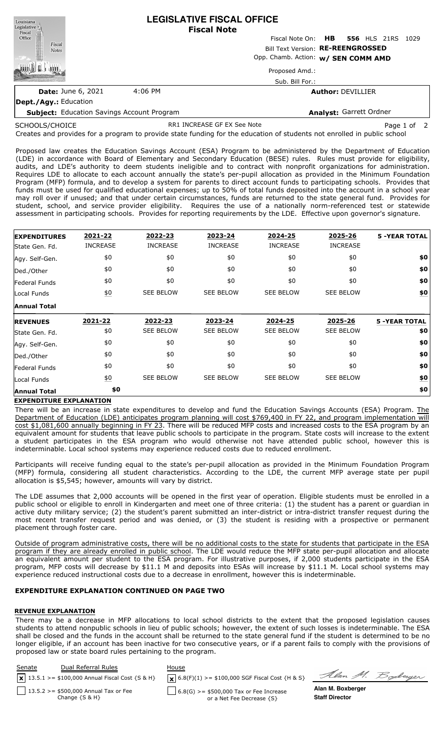# LEGISLATIVE FISCAL OFFICE
## Fiscal Note

Fiscal Note On: **HB 556** HLS 21RS 1029

Bill Text Version: **RE-REENGROSSED**

Opp. Chamb. Action: **w/ SEN COMM AMD**

Proposed Amd.:

Sub. Bill For.:

**Date:** June 6, 2021 4:06 PM

**Author:** DEVILLIER

**Dept./Agy.:** Education

**Subject:** Education Savings Account Program

**Analyst:** Garrett Ordner

SCHOOLS/CHOICE RR1 INCREASE GF EX See Note

Creates and provides for a program to provide state funding for the education of students not enrolled in public school

Proposed law creates the Education Savings Account (ESA) Program to be administered by the Department of Education (LDE) in accordance with Board of Elementary and Secondary Education (BESE) rules. Rules must provide for eligibility, audits, and LDE's authority to deem students ineligible and to contract with nonprofit organizations for administration. Requires LDE to allocate to each account annually the state's per-pupil allocation as provided in the Minimum Foundation Program (MFP) formula, and to develop a system for parents to direct account funds to participating schools. Provides that funds must be used for qualified educational expenses; up to 50% of total funds deposited into the account in a school year may roll over if unused; and that under certain circumstances, funds are returned to the state general fund. Provides for student, school, and service provider eligibility. Requires the use of a nationally norm-referenced test or statewide assessment in participating schools. Provides for reporting requirements by the LDE. Effective upon governor's signature.

| EXPENDITURES | 2021-22 | 2022-23 | 2023-24 | 2024-25 | 2025-26 | 5 -YEAR TOTAL |
|---|---|---|---|---|---|---|
| State Gen. Fd. | INCREASE | INCREASE | INCREASE | INCREASE | INCREASE | |
| Agy. Self-Gen. | $0 | $0 | $0 | $0 | $0 | $0 |
| Ded./Other | $0 | $0 | $0 | $0 | $0 | $0 |
| Federal Funds | $0 | $0 | $0 | $0 | $0 | $0 |
| Local Funds | $0 | SEE BELOW | SEE BELOW | SEE BELOW | SEE BELOW | $0 |
| **Annual Total** | | | | | | |

| REVENUES | 2021-22 | 2022-23 | 2023-24 | 2024-25 | 2025-26 | 5 -YEAR TOTAL |
|---|---|---|---|---|---|---|
| State Gen. Fd. | $0 | SEE BELOW | SEE BELOW | SEE BELOW | SEE BELOW | $0 |
| Agy. Self-Gen. | $0 | $0 | $0 | $0 | $0 | $0 |
| Ded./Other | $0 | $0 | $0 | $0 | $0 | $0 |
| Federal Funds | $0 | $0 | $0 | $0 | $0 | $0 |
| Local Funds | $0 | SEE BELOW | SEE BELOW | SEE BELOW | SEE BELOW | $0 |
| **Annual Total** | $0 | | | | | $0 |

**EXPENDITURE EXPLANATION**

There will be an increase in state expenditures to develop and fund the Education Savings Accounts (ESA) Program. The Department of Education (LDE) anticipates program planning will cost $769,400 in FY 22, and program implementation will cost $1,081,600 annually beginning in FY 23. There will be reduced MFP costs and increased costs to the ESA program by an equivalent amount for students that leave public schools to participate in the program. State costs will increase to the extent a student participates in the ESA program who would otherwise not have attended public school, however this is indeterminable. Local school systems may experience reduced costs due to reduced enrollment.

Participants will receive funding equal to the state's per-pupil allocation as provided in the Minimum Foundation Program (MFP) formula, considering all student characteristics. According to the LDE, the current MFP average state per pupil allocation is $5,545; however, amounts will vary by district.

The LDE assumes that 2,000 accounts will be opened in the first year of operation. Eligible students must be enrolled in a public school or eligible to enroll in Kindergarten and meet one of three criteria: (1) the student has a parent or guardian in active duty military service; (2) the student's parent submitted an inter-district or intra-district transfer request during the most recent transfer request period and was denied, or (3) the student is residing with a prospective or permanent placement through foster care.

Outside of program administrative costs, there will be no additional costs to the state for students that participate in the ESA program if they are already enrolled in public school. The LDE would reduce the MFP state per-pupil allocation and allocate an equivalent amount per student to the ESA program. For illustrative purposes, if 2,000 students participate in the ESA program, MFP costs will decrease by $11.1 M and deposits into ESAs will increase by $11.1 M. Local school systems may experience reduced instructional costs due to a decrease in enrollment, however this is indeterminable.

**EXPENDITURE EXPLANATION CONTINUED ON PAGE TWO**

**REVENUE EXPLANATION**

There may be a decrease in MFP allocations to local school districts to the extent that the proposed legislation causes students to attend nonpublic schools in lieu of public schools; however, the extent of such losses is indeterminable. The ESA shall be closed and the funds in the account shall be returned to the state general fund if the student is determined to be no longer eligible, if an account has been inactive for two consecutive years, or if a parent fails to comply with the provisions of proposed law or state board rules pertaining to the program.

| Senate | Dual Referral Rules | House |
|---|---|---|
| [x] 13.5.1 >= $100,000 Annual Fiscal Cost {S & H} | | [x] 6.8(F)(1) >= $100,000 SGF Fiscal Cost {H & S} |
| [ ] 13.5.2 >= $500,000 Annual Tax or Fee Change {S & H} | | [ ] 6.8(G) >= $500,000 Tax or Fee Increase or a Net Fee Decrease {S} |

**Alan M. Boxberger**
**Staff Director**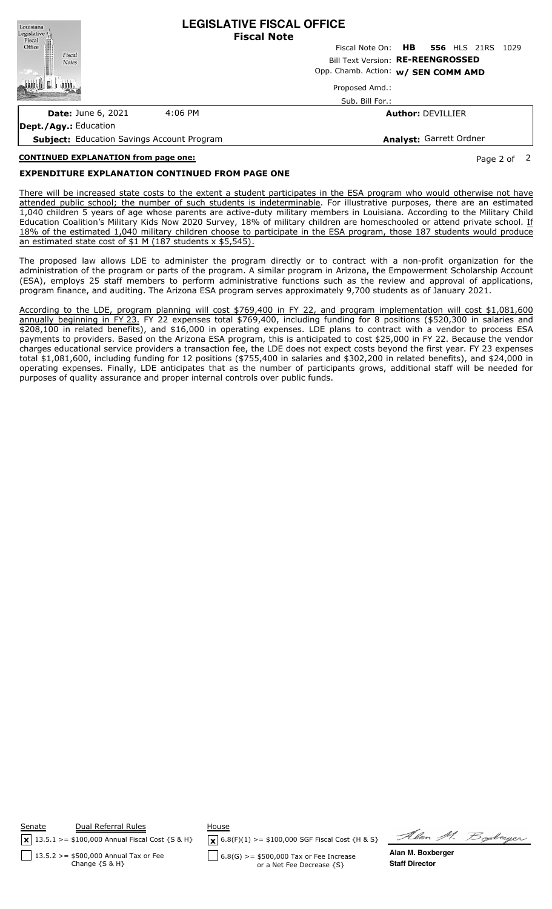# LEGISLATIVE FISCAL OFFICE
## Fiscal Note

Fiscal Note On: **HB 556** HLS 21RS 1029

Bill Text Version: **RE-REENGROSSED**

Opp. Chamb. Action: **w/ SEN COMM AMD**

Proposed Amd.:

Sub. Bill For.:

**Date:** June 6, 2021 4:06 PM

**Author:** DEVILLIER

**Dept./Agy.:** Education

**Subject:** Education Savings Account Program

**Analyst:** Garrett Ordner

**CONTINUED EXPLANATION from page one:**

**EXPENDITURE EXPLANATION CONTINUED FROM PAGE ONE**

There will be increased state costs to the extent a student participates in the ESA program who would otherwise not have attended public school; the number of such students is indeterminable. For illustrative purposes, there are an estimated 1,040 children 5 years of age whose parents are active-duty military members in Louisiana. According to the Military Child Education Coalition's Military Kids Now 2020 Survey, 18% of military children are homeschooled or attend private school. If 18% of the estimated 1,040 military children choose to participate in the ESA program, those 187 students would produce an estimated state cost of $1 M (187 students x $5,545).

The proposed law allows LDE to administer the program directly or to contract with a non-profit organization for the administration of the program or parts of the program. A similar program in Arizona, the Empowerment Scholarship Account (ESA), employs 25 staff members to perform administrative functions such as the review and approval of applications, program finance, and auditing. The Arizona ESA program serves approximately 9,700 students as of January 2021.

According to the LDE, program planning will cost $769,400 in FY 22, and program implementation will cost $1,081,600 annually beginning in FY 23. FY 22 expenses total $769,400, including funding for 8 positions ($520,300 in salaries and $208,100 in related benefits), and $16,000 in operating expenses. LDE plans to contract with a vendor to process ESA payments to providers. Based on the Arizona ESA program, this is anticipated to cost $25,000 in FY 22. Because the vendor charges educational service providers a transaction fee, the LDE does not expect costs beyond the first year. FY 23 expenses total $1,081,600, including funding for 12 positions ($755,400 in salaries and $302,200 in related benefits), and $24,000 in operating expenses. Finally, LDE anticipates that as the number of participants grows, additional staff will be needed for purposes of quality assurance and proper internal controls over public funds.

| Senate | Dual Referral Rules | House |
|---|---|---|
| [x] 13.5.1 >= $100,000 Annual Fiscal Cost {S & H} | | [x] 6.8(F)(1) >= $100,000 SGF Fiscal Cost {H & S} |
| [ ] 13.5.2 >= $500,000 Annual Tax or Fee Change {S & H} | | [ ] 6.8(G) >= $500,000 Tax or Fee Increase or a Net Fee Decrease {S} |

**Alan M. Boxberger**
**Staff Director**